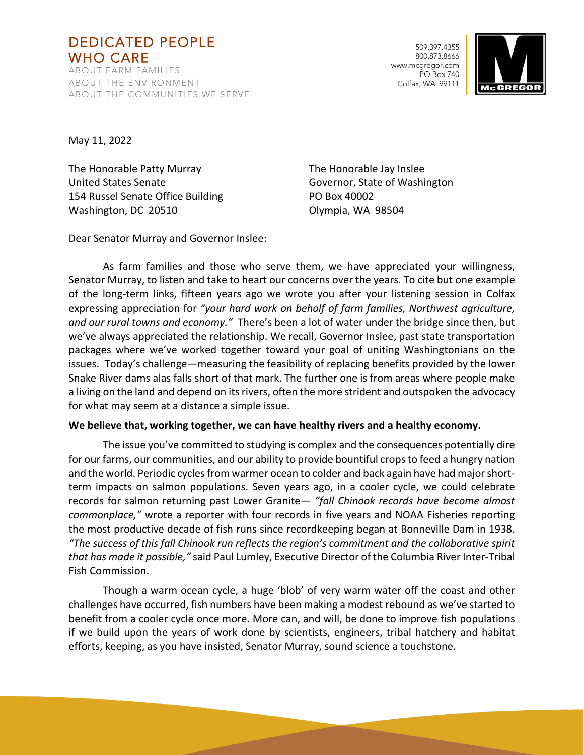DEDICATED PEOPLE
WHO CARE
ABOUT FARM FAMILIES
ABOUT THE ENVIRONMENT
ABOUT THE COMMUNITIES WE SERVE

509.397.4355
800.873.8666
www.mcgregor.com
PO Box 740
Colfax, WA 99111

McGREGOR

May 11, 2022

The Honorable Patty Murray
United States Senate
154 Russel Senate Office Building
Washington, DC 20510

The Honorable Jay Inslee
Governor, State of Washington
PO Box 40002
Olympia, WA 98504

Dear Senator Murray and Governor Inslee:

As farm families and those who serve them, we have appreciated your willingness, Senator Murray, to listen and take to heart our concerns over the years. To cite but one example of the long-term links, fifteen years ago we wrote you after your listening session in Colfax expressing appreciation for *"your hard work on behalf of farm families, Northwest agriculture, and our rural towns and economy."* There's been a lot of water under the bridge since then, but we've always appreciated the relationship. We recall, Governor Inslee, past state transportation packages where we've worked together toward your goal of uniting Washingtonians on the issues. Today's challenge—measuring the feasibility of replacing benefits provided by the lower Snake River dams alas falls short of that mark. The further one is from areas where people make a living on the land and depend on its rivers, often the more strident and outspoken the advocacy for what may seem at a distance a simple issue.

**We believe that, working together, we can have healthy rivers and a healthy economy.**

The issue you've committed to studying is complex and the consequences potentially dire for our farms, our communities, and our ability to provide bountiful crops to feed a hungry nation and the world. Periodic cycles from warmer ocean to colder and back again have had major short-term impacts on salmon populations. Seven years ago, in a cooler cycle, we could celebrate records for salmon returning past Lower Granite— *"fall Chinook records have become almost commonplace,"* wrote a reporter with four records in five years and NOAA Fisheries reporting the most productive decade of fish runs since recordkeeping began at Bonneville Dam in 1938. *"The success of this fall Chinook run reflects the region's commitment and the collaborative spirit that has made it possible,"* said Paul Lumley, Executive Director of the Columbia River Inter-Tribal Fish Commission.

Though a warm ocean cycle, a huge 'blob' of very warm water off the coast and other challenges have occurred, fish numbers have been making a modest rebound as we've started to benefit from a cooler cycle once more. More can, and will, be done to improve fish populations if we build upon the years of work done by scientists, engineers, tribal hatchery and habitat efforts, keeping, as you have insisted, Senator Murray, sound science a touchstone.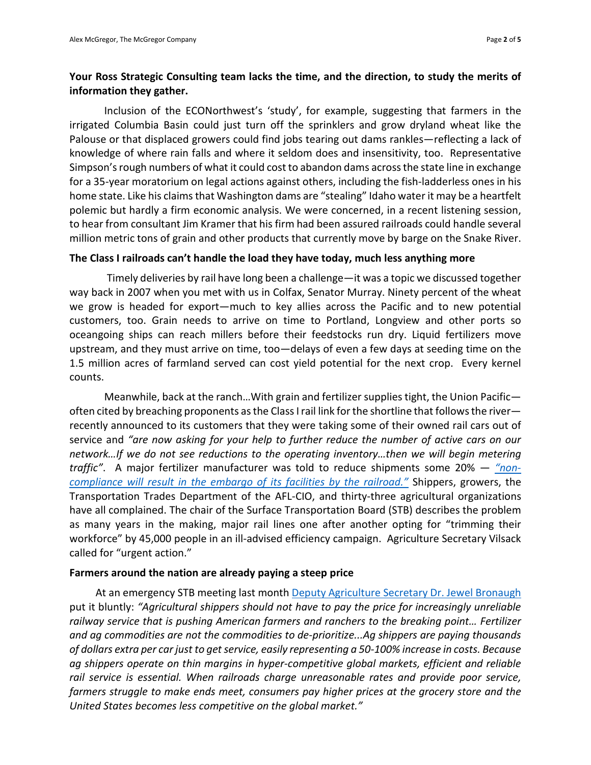**Your Ross Strategic Consulting team lacks the time, and the direction, to study the merits of information they gather.**

Inclusion of the ECONorthwest's 'study', for example, suggesting that farmers in the irrigated Columbia Basin could just turn off the sprinklers and grow dryland wheat like the Palouse or that displaced growers could find jobs tearing out dams rankles—reflecting a lack of knowledge of where rain falls and where it seldom does and insensitivity, too. Representative Simpson's rough numbers of what it could cost to abandon dams across the state line in exchange for a 35-year moratorium on legal actions against others, including the fish-ladderless ones in his home state. Like his claims that Washington dams are "stealing" Idaho water it may be a heartfelt polemic but hardly a firm economic analysis. We were concerned, in a recent listening session, to hear from consultant Jim Kramer that his firm had been assured railroads could handle several million metric tons of grain and other products that currently move by barge on the Snake River.

**The Class I railroads can't handle the load they have today, much less anything more**

Timely deliveries by rail have long been a challenge—it was a topic we discussed together way back in 2007 when you met with us in Colfax, Senator Murray. Ninety percent of the wheat we grow is headed for export—much to key allies across the Pacific and to new potential customers, too. Grain needs to arrive on time to Portland, Longview and other ports so oceangoing ships can reach millers before their feedstocks run dry. Liquid fertilizers move upstream, and they must arrive on time, too—delays of even a few days at seeding time on the 1.5 million acres of farmland served can cost yield potential for the next crop. Every kernel counts.

Meanwhile, back at the ranch…With grain and fertilizer supplies tight, the Union Pacific—often cited by breaching proponents as the Class I rail link for the shortline that follows the river—recently announced to its customers that they were taking some of their owned rail cars out of service and *"are now asking for your help to further reduce the number of active cars on our network…If we do not see reductions to the operating inventory…then we will begin metering traffic"*. A major fertilizer manufacturer was told to reduce shipments some 20% — *"non-compliance will result in the embargo of its facilities by the railroad."* Shippers, growers, the Transportation Trades Department of the AFL-CIO, and thirty-three agricultural organizations have all complained. The chair of the Surface Transportation Board (STB) describes the problem as many years in the making, major rail lines one after another opting for "trimming their workforce" by 45,000 people in an ill-advised efficiency campaign. Agriculture Secretary Vilsack called for "urgent action."

**Farmers around the nation are already paying a steep price**

At an emergency STB meeting last month Deputy Agriculture Secretary Dr. Jewel Bronaugh put it bluntly: *"Agricultural shippers should not have to pay the price for increasingly unreliable railway service that is pushing American farmers and ranchers to the breaking point… Fertilizer and ag commodities are not the commodities to de-prioritize...Ag shippers are paying thousands of dollars extra per car just to get service, easily representing a 50-100% increase in costs. Because ag shippers operate on thin margins in hyper-competitive global markets, efficient and reliable rail service is essential. When railroads charge unreasonable rates and provide poor service, farmers struggle to make ends meet, consumers pay higher prices at the grocery store and the United States becomes less competitive on the global market."*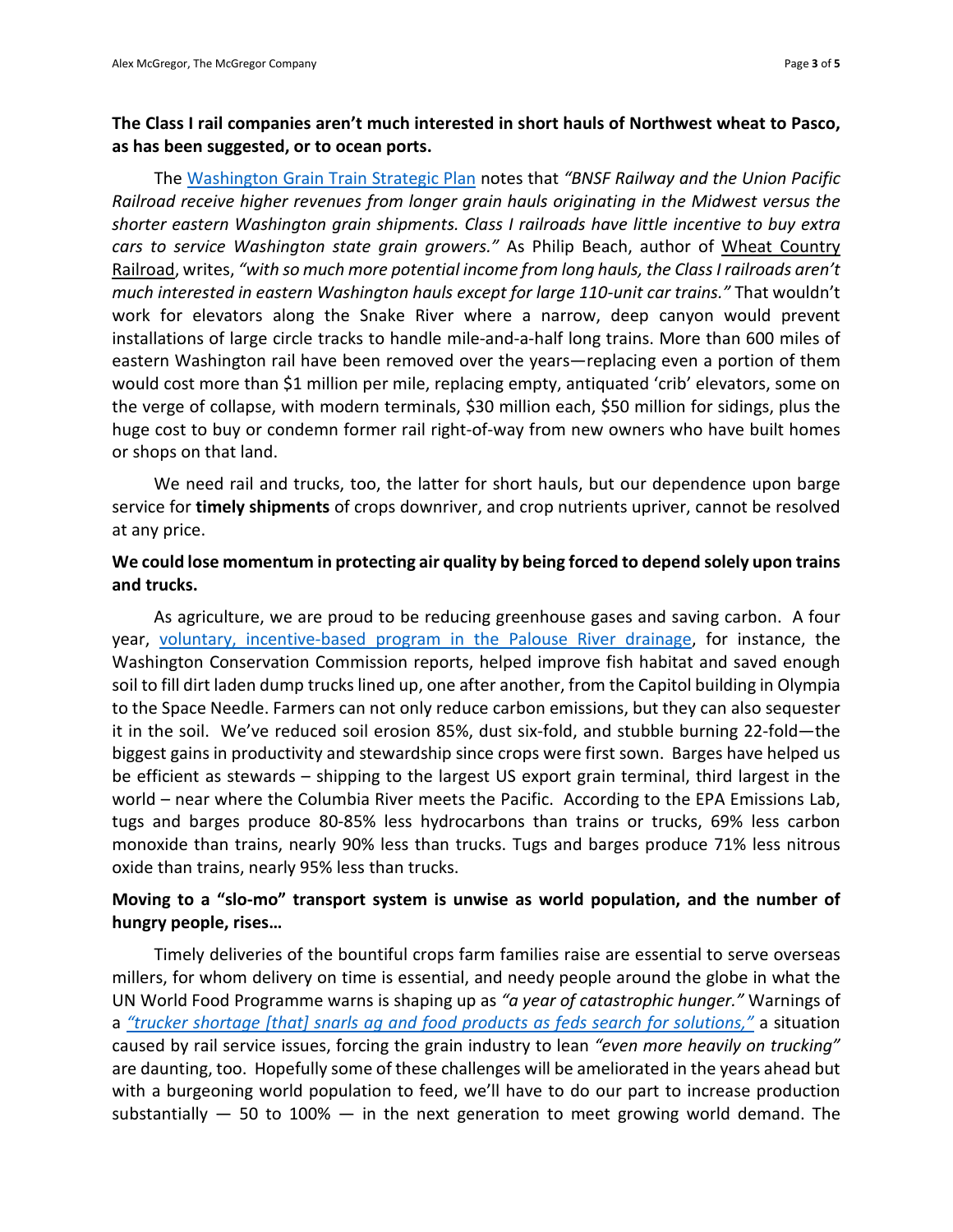**The Class I rail companies aren't much interested in short hauls of Northwest wheat to Pasco, as has been suggested, or to ocean ports.**

The Washington Grain Train Strategic Plan notes that *"BNSF Railway and the Union Pacific Railroad receive higher revenues from longer grain hauls originating in the Midwest versus the shorter eastern Washington grain shipments. Class I railroads have little incentive to buy extra cars to service Washington state grain growers."* As Philip Beach, author of Wheat Country Railroad, writes, *"with so much more potential income from long hauls, the Class I railroads aren't much interested in eastern Washington hauls except for large 110-unit car trains."* That wouldn't work for elevators along the Snake River where a narrow, deep canyon would prevent installations of large circle tracks to handle mile-and-a-half long trains. More than 600 miles of eastern Washington rail have been removed over the years—replacing even a portion of them would cost more than $1 million per mile, replacing empty, antiquated 'crib' elevators, some on the verge of collapse, with modern terminals, $30 million each, $50 million for sidings, plus the huge cost to buy or condemn former rail right-of-way from new owners who have built homes or shops on that land.

We need rail and trucks, too, the latter for short hauls, but our dependence upon barge service for **timely shipments** of crops downriver, and crop nutrients upriver, cannot be resolved at any price.

**We could lose momentum in protecting air quality by being forced to depend solely upon trains and trucks.**

As agriculture, we are proud to be reducing greenhouse gases and saving carbon. A four year, voluntary, incentive-based program in the Palouse River drainage, for instance, the Washington Conservation Commission reports, helped improve fish habitat and saved enough soil to fill dirt laden dump trucks lined up, one after another, from the Capitol building in Olympia to the Space Needle. Farmers can not only reduce carbon emissions, but they can also sequester it in the soil. We've reduced soil erosion 85%, dust six-fold, and stubble burning 22-fold—the biggest gains in productivity and stewardship since crops were first sown. Barges have helped us be efficient as stewards – shipping to the largest US export grain terminal, third largest in the world – near where the Columbia River meets the Pacific. According to the EPA Emissions Lab, tugs and barges produce 80-85% less hydrocarbons than trains or trucks, 69% less carbon monoxide than trains, nearly 90% less than trucks. Tugs and barges produce 71% less nitrous oxide than trains, nearly 95% less than trucks.

**Moving to a "slo-mo" transport system is unwise as world population, and the number of hungry people, rises…**

Timely deliveries of the bountiful crops farm families raise are essential to serve overseas millers, for whom delivery on time is essential, and needy people around the globe in what the UN World Food Programme warns is shaping up as *"a year of catastrophic hunger."* Warnings of a *"trucker shortage [that] snarls ag and food products as feds search for solutions,"* a situation caused by rail service issues, forcing the grain industry to lean *"even more heavily on trucking"* are daunting, too. Hopefully some of these challenges will be ameliorated in the years ahead but with a burgeoning world population to feed, we'll have to do our part to increase production substantially — 50 to 100% — in the next generation to meet growing world demand. The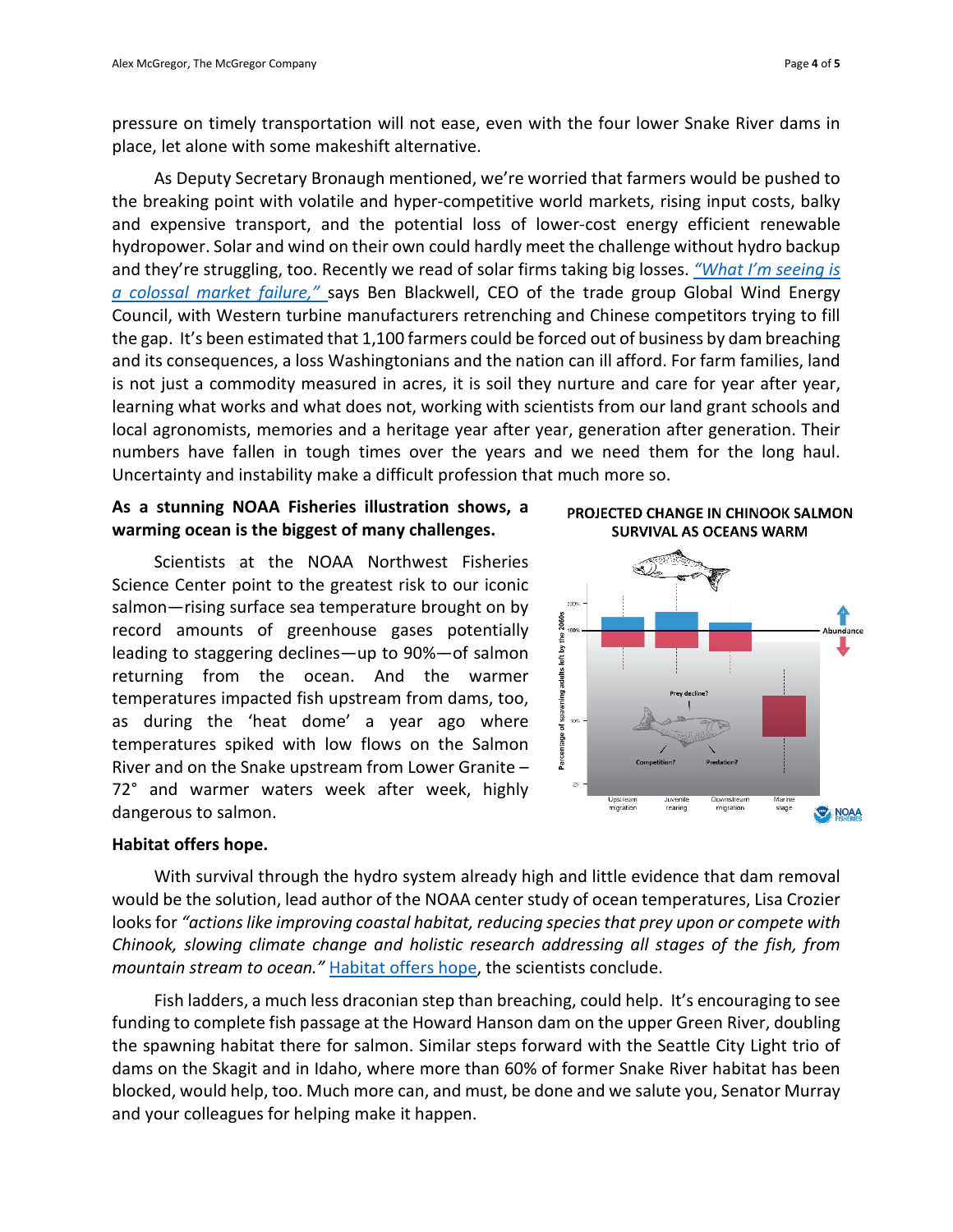pressure on timely transportation will not ease, even with the four lower Snake River dams in place, let alone with some makeshift alternative.

As Deputy Secretary Bronaugh mentioned, we're worried that farmers would be pushed to the breaking point with volatile and hyper-competitive world markets, rising input costs, balky and expensive transport, and the potential loss of lower-cost energy efficient renewable hydropower. Solar and wind on their own could hardly meet the challenge without hydro backup and they're struggling, too. Recently we read of solar firms taking big losses. *"What I'm seeing is a colossal market failure,"* says Ben Blackwell, CEO of the trade group Global Wind Energy Council, with Western turbine manufacturers retrenching and Chinese competitors trying to fill the gap. It's been estimated that 1,100 farmers could be forced out of business by dam breaching and its consequences, a loss Washingtonians and the nation can ill afford. For farm families, land is not just a commodity measured in acres, it is soil they nurture and care for year after year, learning what works and what does not, working with scientists from our land grant schools and local agronomists, memories and a heritage year after year, generation after generation. Their numbers have fallen in tough times over the years and we need them for the long haul. Uncertainty and instability make a difficult profession that much more so.

**As a stunning NOAA Fisheries illustration shows, a warming ocean is the biggest of many challenges.**

Scientists at the NOAA Northwest Fisheries Science Center point to the greatest risk to our iconic salmon—rising surface sea temperature brought on by record amounts of greenhouse gases potentially leading to staggering declines—up to 90%—of salmon returning from the ocean. And the warmer temperatures impacted fish upstream from dams, too, as during the 'heat dome' a year ago where temperatures spiked with low flows on the Salmon River and on the Snake upstream from Lower Granite – 72° and warmer waters week after week, highly dangerous to salmon.

**PROJECTED CHANGE IN CHINOOK SALMON SURVIVAL AS OCEANS WARM**

**Habitat offers hope.**

With survival through the hydro system already high and little evidence that dam removal would be the solution, lead author of the NOAA center study of ocean temperatures, Lisa Crozier looks for *"actions like improving coastal habitat, reducing species that prey upon or compete with Chinook, slowing climate change and holistic research addressing all stages of the fish, from mountain stream to ocean."* Habitat offers hope, the scientists conclude.

Fish ladders, a much less draconian step than breaching, could help. It's encouraging to see funding to complete fish passage at the Howard Hanson dam on the upper Green River, doubling the spawning habitat there for salmon. Similar steps forward with the Seattle City Light trio of dams on the Skagit and in Idaho, where more than 60% of former Snake River habitat has been blocked, would help, too. Much more can, and must, be done and we salute you, Senator Murray and your colleagues for helping make it happen.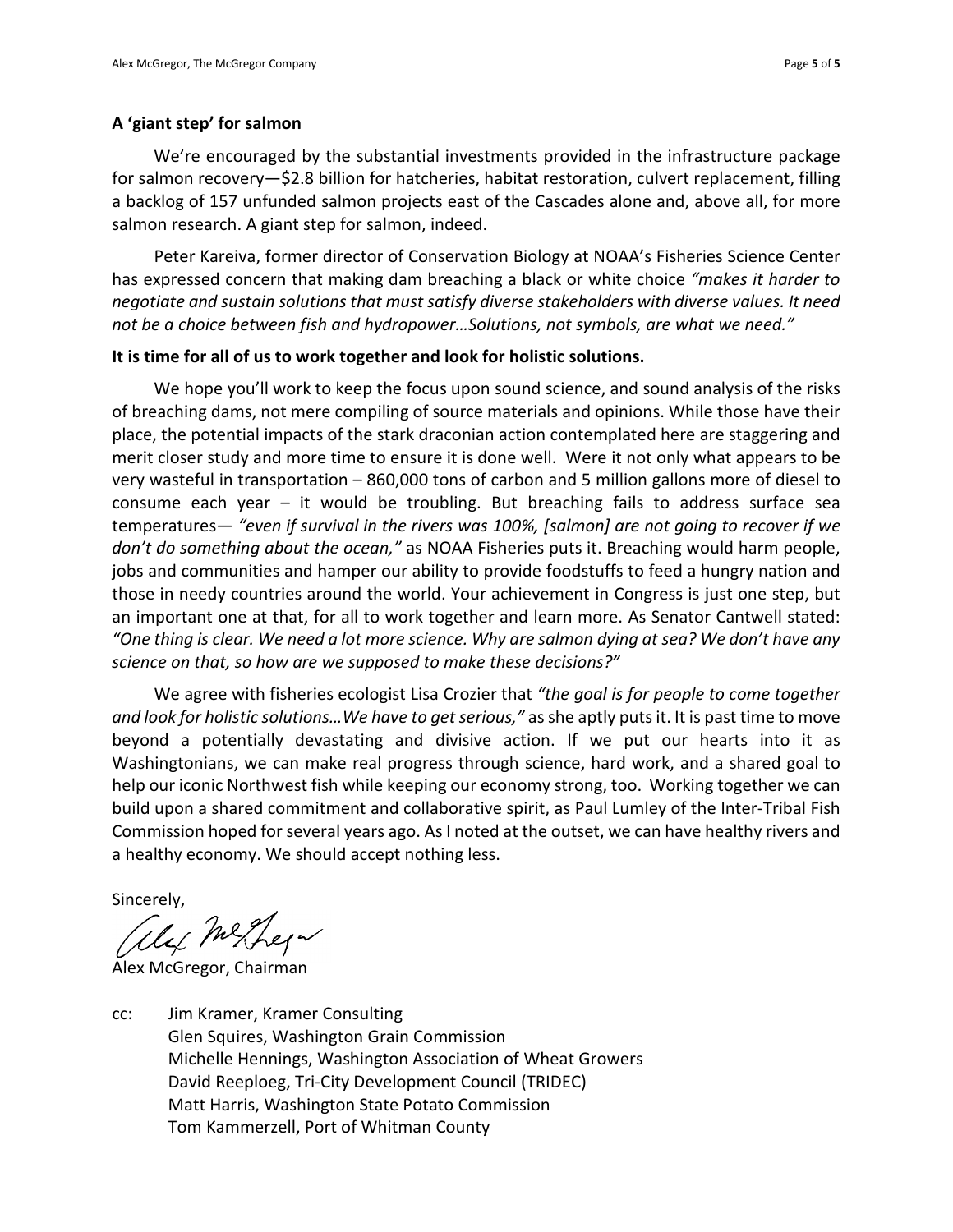**A 'giant step' for salmon**

We're encouraged by the substantial investments provided in the infrastructure package for salmon recovery—$2.8 billion for hatcheries, habitat restoration, culvert replacement, filling a backlog of 157 unfunded salmon projects east of the Cascades alone and, above all, for more salmon research. A giant step for salmon, indeed.

Peter Kareiva, former director of Conservation Biology at NOAA's Fisheries Science Center has expressed concern that making dam breaching a black or white choice *"makes it harder to negotiate and sustain solutions that must satisfy diverse stakeholders with diverse values. It need not be a choice between fish and hydropower…Solutions, not symbols, are what we need."*

**It is time for all of us to work together and look for holistic solutions.**

We hope you'll work to keep the focus upon sound science, and sound analysis of the risks of breaching dams, not mere compiling of source materials and opinions. While those have their place, the potential impacts of the stark draconian action contemplated here are staggering and merit closer study and more time to ensure it is done well. Were it not only what appears to be very wasteful in transportation – 860,000 tons of carbon and 5 million gallons more of diesel to consume each year – it would be troubling. But breaching fails to address surface sea temperatures— *"even if survival in the rivers was 100%, [salmon] are not going to recover if we don't do something about the ocean,"* as NOAA Fisheries puts it. Breaching would harm people, jobs and communities and hamper our ability to provide foodstuffs to feed a hungry nation and those in needy countries around the world. Your achievement in Congress is just one step, but an important one at that, for all to work together and learn more. As Senator Cantwell stated: *"One thing is clear. We need a lot more science. Why are salmon dying at sea? We don't have any science on that, so how are we supposed to make these decisions?"*

We agree with fisheries ecologist Lisa Crozier that *"the goal is for people to come together and look for holistic solutions…We have to get serious,"* as she aptly puts it. It is past time to move beyond a potentially devastating and divisive action. If we put our hearts into it as Washingtonians, we can make real progress through science, hard work, and a shared goal to help our iconic Northwest fish while keeping our economy strong, too. Working together we can build upon a shared commitment and collaborative spirit, as Paul Lumley of the Inter-Tribal Fish Commission hoped for several years ago. As I noted at the outset, we can have healthy rivers and a healthy economy. We should accept nothing less.

Sincerely,

Alex McGregor, Chairman

cc: Jim Kramer, Kramer Consulting
Glen Squires, Washington Grain Commission
Michelle Hennings, Washington Association of Wheat Growers
David Reeploeg, Tri-City Development Council (TRIDEC)
Matt Harris, Washington State Potato Commission
Tom Kammerzell, Port of Whitman County